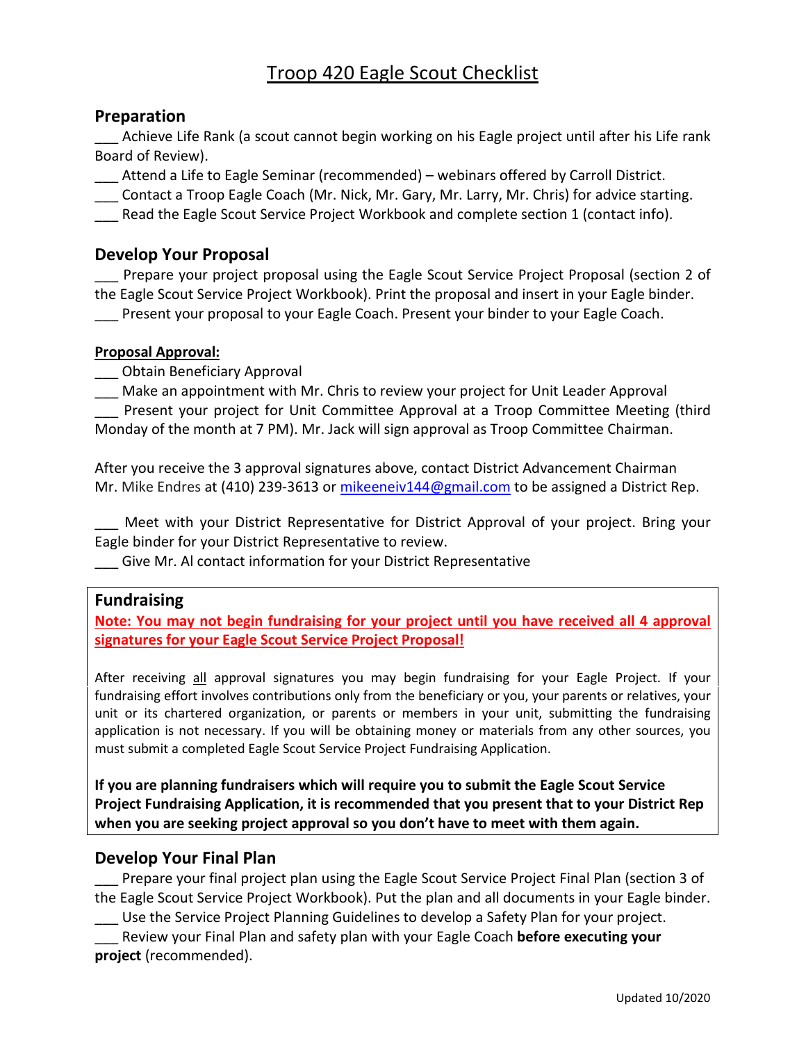# Troop 420 Eagle Scout Checklist

## Preparation

___ Achieve Life Rank (a scout cannot begin working on his Eagle project until after his Life rank Board of Review).

___ Attend a Life to Eagle Seminar (recommended) – webinars offered by Carroll District.

___ Contact a Troop Eagle Coach (Mr. Nick, Mr. Gary, Mr. Larry, Mr. Chris) for advice starting.

___ Read the Eagle Scout Service Project Workbook and complete section 1 (contact info).

## Develop Your Proposal

___ Prepare your project proposal using the Eagle Scout Service Project Proposal (section 2 of the Eagle Scout Service Project Workbook). Print the proposal and insert in your Eagle binder.

___ Present your proposal to your Eagle Coach. Present your binder to your Eagle Coach.

**Proposal Approval:**

___ Obtain Beneficiary Approval

___ Make an appointment with Mr. Chris to review your project for Unit Leader Approval

___ Present your project for Unit Committee Approval at a Troop Committee Meeting (third Monday of the month at 7 PM). Mr. Jack will sign approval as Troop Committee Chairman.

After you receive the 3 approval signatures above, contact District Advancement Chairman Mr. Mike Endres at (410) 239-3613 or mikeeneiv144@gmail.com to be assigned a District Rep.

___ Meet with your District Representative for District Approval of your project. Bring your Eagle binder for your District Representative to review.

___ Give Mr. Al contact information for your District Representative

## Fundraising

**Note: You may not begin fundraising for your project until you have received all 4 approval signatures for your Eagle Scout Service Project Proposal!**

After receiving all approval signatures you may begin fundraising for your Eagle Project. If your fundraising effort involves contributions only from the beneficiary or you, your parents or relatives, your unit or its chartered organization, or parents or members in your unit, submitting the fundraising application is not necessary. If you will be obtaining money or materials from any other sources, you must submit a completed Eagle Scout Service Project Fundraising Application.

**If you are planning fundraisers which will require you to submit the Eagle Scout Service Project Fundraising Application, it is recommended that you present that to your District Rep when you are seeking project approval so you don't have to meet with them again.**

## Develop Your Final Plan

___ Prepare your final project plan using the Eagle Scout Service Project Final Plan (section 3 of the Eagle Scout Service Project Workbook). Put the plan and all documents in your Eagle binder.

___ Use the Service Project Planning Guidelines to develop a Safety Plan for your project.

___ Review your Final Plan and safety plan with your Eagle Coach **before executing your project** (recommended).

Updated 10/2020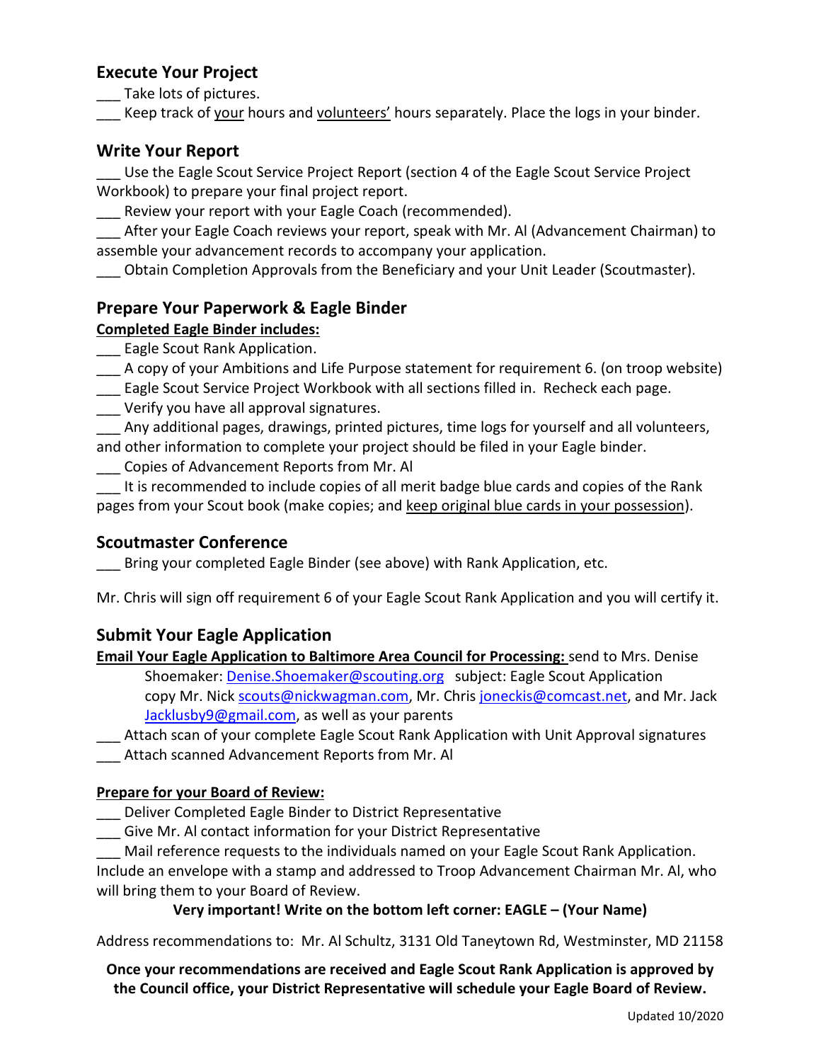## Execute Your Project

___ Take lots of pictures.

___ Keep track of <u>your</u> hours and <u>volunteers'</u> hours separately. Place the logs in your binder.

## Write Your Report

___ Use the Eagle Scout Service Project Report (section 4 of the Eagle Scout Service Project Workbook) to prepare your final project report.

___ Review your report with your Eagle Coach (recommended).

___ After your Eagle Coach reviews your report, speak with Mr. Al (Advancement Chairman) to assemble your advancement records to accompany your application.

___ Obtain Completion Approvals from the Beneficiary and your Unit Leader (Scoutmaster).

## Prepare Your Paperwork & Eagle Binder

**<u>Completed Eagle Binder includes:</u>**

___ Eagle Scout Rank Application.

___ A copy of your Ambitions and Life Purpose statement for requirement 6. (on troop website)

___ Eagle Scout Service Project Workbook with all sections filled in. Recheck each page.

___ Verify you have all approval signatures.

___ Any additional pages, drawings, printed pictures, time logs for yourself and all volunteers, and other information to complete your project should be filed in your Eagle binder.

___ Copies of Advancement Reports from Mr. Al

___ It is recommended to include copies of all merit badge blue cards and copies of the Rank pages from your Scout book (make copies; and <u>keep original blue cards in your possession</u>).

## Scoutmaster Conference

___ Bring your completed Eagle Binder (see above) with Rank Application, etc.

Mr. Chris will sign off requirement 6 of your Eagle Scout Rank Application and you will certify it.

## Submit Your Eagle Application

**<u>Email Your Eagle Application to Baltimore Area Council for Processing:</u>** send to Mrs. Denise Shoemaker: Denise.Shoemaker@scouting.org subject: Eagle Scout Application copy Mr. Nick scouts@nickwagman.com, Mr. Chris joneckis@comcast.net, and Mr. Jack Jacklusby9@gmail.com, as well as your parents

___ Attach scan of your complete Eagle Scout Rank Application with Unit Approval signatures

___ Attach scanned Advancement Reports from Mr. Al

**<u>Prepare for your Board of Review:</u>**

___ Deliver Completed Eagle Binder to District Representative

___ Give Mr. Al contact information for your District Representative

___ Mail reference requests to the individuals named on your Eagle Scout Rank Application. Include an envelope with a stamp and addressed to Troop Advancement Chairman Mr. Al, who will bring them to your Board of Review.

**Very important! Write on the bottom left corner: EAGLE – (Your Name)**

Address recommendations to: Mr. Al Schultz, 3131 Old Taneytown Rd, Westminster, MD 21158

**Once your recommendations are received and Eagle Scout Rank Application is approved by the Council office, your District Representative will schedule your Eagle Board of Review.**

Updated 10/2020